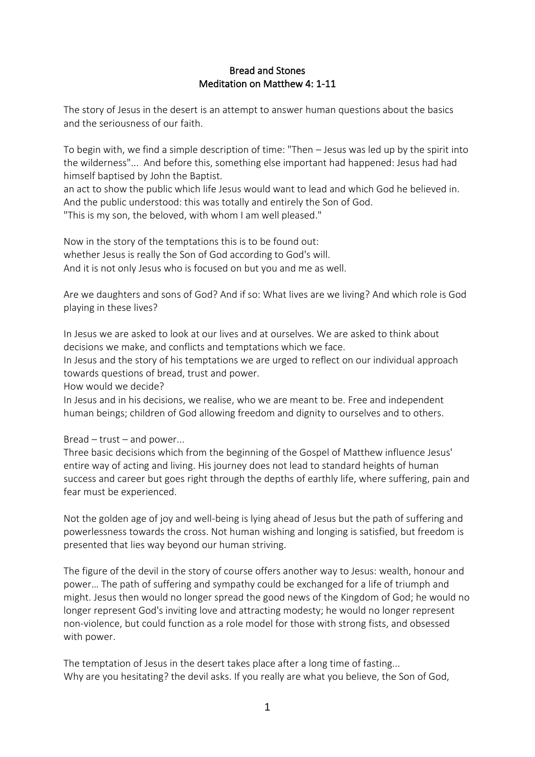# Bread and Stones
## Meditation on Matthew 4: 1-11

The story of Jesus in the desert is an attempt to answer human questions about the basics and the seriousness of our faith.

To begin with, we find a simple description of time: "Then – Jesus was led up by the spirit into the wilderness"... And before this, something else important had happened: Jesus had had himself baptised by John the Baptist.
an act to show the public which life Jesus would want to lead and which God he believed in. And the public understood: this was totally and entirely the Son of God.
"This is my son, the beloved, with whom I am well pleased."

Now in the story of the temptations this is to be found out:
whether Jesus is really the Son of God according to God's will.
And it is not only Jesus who is focused on but you and me as well.

Are we daughters and sons of God? And if so: What lives are we living? And which role is God playing in these lives?

In Jesus we are asked to look at our lives and at ourselves. We are asked to think about decisions we make, and conflicts and temptations which we face.
In Jesus and the story of his temptations we are urged to reflect on our individual approach towards questions of bread, trust and power.
How would we decide?
In Jesus and in his decisions, we realise, who we are meant to be. Free and independent human beings; children of God allowing freedom and dignity to ourselves and to others.

Bread – trust – and power...
Three basic decisions which from the beginning of the Gospel of Matthew influence Jesus' entire way of acting and living. His journey does not lead to standard heights of human success and career but goes right through the depths of earthly life, where suffering, pain and fear must be experienced.

Not the golden age of joy and well-being is lying ahead of Jesus but the path of suffering and powerlessness towards the cross. Not human wishing and longing is satisfied, but freedom is presented that lies way beyond our human striving.

The figure of the devil in the story of course offers another way to Jesus: wealth, honour and power… The path of suffering and sympathy could be exchanged for a life of triumph and might. Jesus then would no longer spread the good news of the Kingdom of God; he would no longer represent God's inviting love and attracting modesty; he would no longer represent non-violence, but could function as a role model for those with strong fists, and obsessed with power.

The temptation of Jesus in the desert takes place after a long time of fasting...
Why are you hesitating? the devil asks. If you really are what you believe, the Son of God,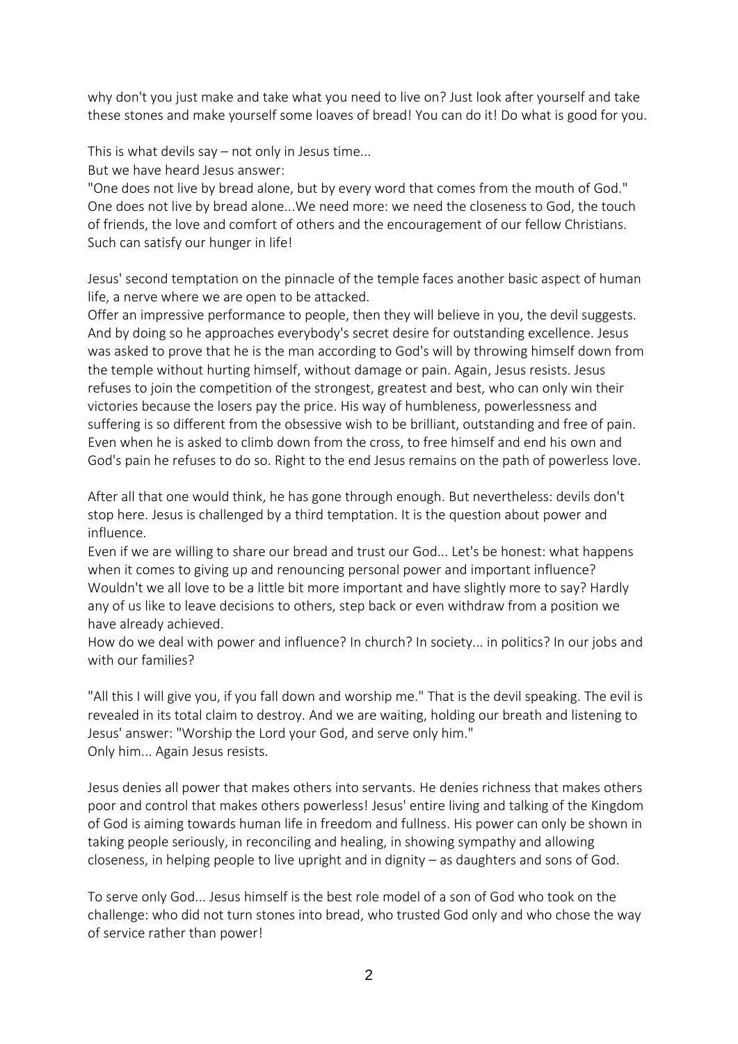why don't you just make and take what you need to live on? Just look after yourself and take these stones and make yourself some loaves of bread! You can do it! Do what is good for you.

This is what devils say – not only in Jesus time...
But we have heard Jesus answer:
"One does not live by bread alone, but by every word that comes from the mouth of God."
One does not live by bread alone...We need more: we need the closeness to God, the touch of friends, the love and comfort of others and the encouragement of our fellow Christians. Such can satisfy our hunger in life!

Jesus' second temptation on the pinnacle of the temple faces another basic aspect of human life, a nerve where we are open to be attacked.
Offer an impressive performance to people, then they will believe in you, the devil suggests. And by doing so he approaches everybody's secret desire for outstanding excellence. Jesus was asked to prove that he is the man according to God's will by throwing himself down from the temple without hurting himself, without damage or pain. Again, Jesus resists. Jesus refuses to join the competition of the strongest, greatest and best, who can only win their victories because the losers pay the price. His way of humbleness, powerlessness and suffering is so different from the obsessive wish to be brilliant, outstanding and free of pain. Even when he is asked to climb down from the cross, to free himself and end his own and God's pain he refuses to do so. Right to the end Jesus remains on the path of powerless love.

After all that one would think, he has gone through enough. But nevertheless: devils don't stop here. Jesus is challenged by a third temptation. It is the question about power and influence.
Even if we are willing to share our bread and trust our God... Let's be honest: what happens when it comes to giving up and renouncing personal power and important influence? Wouldn't we all love to be a little bit more important and have slightly more to say? Hardly any of us like to leave decisions to others, step back or even withdraw from a position we have already achieved.
How do we deal with power and influence? In church? In society... in politics? In our jobs and with our families?

"All this I will give you, if you fall down and worship me." That is the devil speaking. The evil is revealed in its total claim to destroy. And we are waiting, holding our breath and listening to Jesus' answer: "Worship the Lord your God, and serve only him."
Only him... Again Jesus resists.

Jesus denies all power that makes others into servants. He denies richness that makes others poor and control that makes others powerless! Jesus' entire living and talking of the Kingdom of God is aiming towards human life in freedom and fullness. His power can only be shown in taking people seriously, in reconciling and healing, in showing sympathy and allowing closeness, in helping people to live upright and in dignity – as daughters and sons of God.

To serve only God... Jesus himself is the best role model of a son of God who took on the challenge: who did not turn stones into bread, who trusted God only and who chose the way of service rather than power!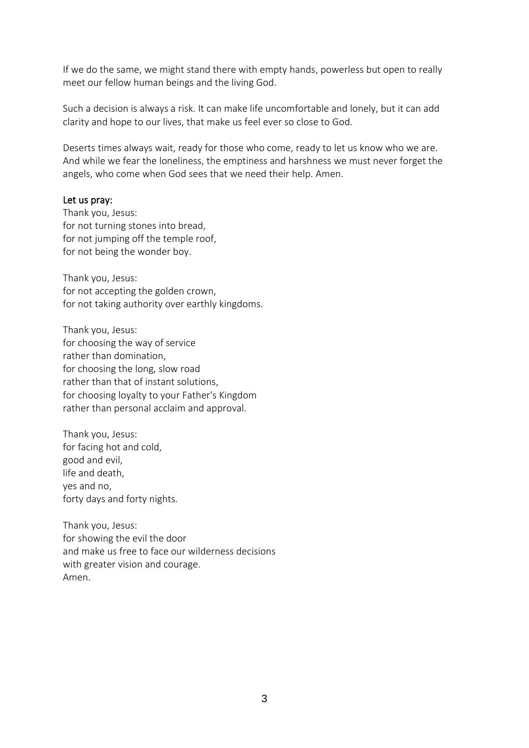If we do the same, we might stand there with empty hands, powerless but open to really meet our fellow human beings and the living God.

Such a decision is always a risk. It can make life uncomfortable and lonely, but it can add clarity and hope to our lives, that make us feel ever so close to God.

Deserts times always wait, ready for those who come, ready to let us know who we are. And while we fear the loneliness, the emptiness and harshness we must never forget the angels, who come when God sees that we need their help. Amen.

Let us pray:

Thank you, Jesus:
for not turning stones into bread,
for not jumping off the temple roof,
for not being the wonder boy.

Thank you, Jesus:
for not accepting the golden crown,
for not taking authority over earthly kingdoms.

Thank you, Jesus:
for choosing the way of service
rather than domination,
for choosing the long, slow road
rather than that of instant solutions,
for choosing loyalty to your Father's Kingdom
rather than personal acclaim and approval.

Thank you, Jesus:
for facing hot and cold,
good and evil,
life and death,
yes and no,
forty days and forty nights.

Thank you, Jesus:
for showing the evil the door
and make us free to face our wilderness decisions
with greater vision and courage.
Amen.